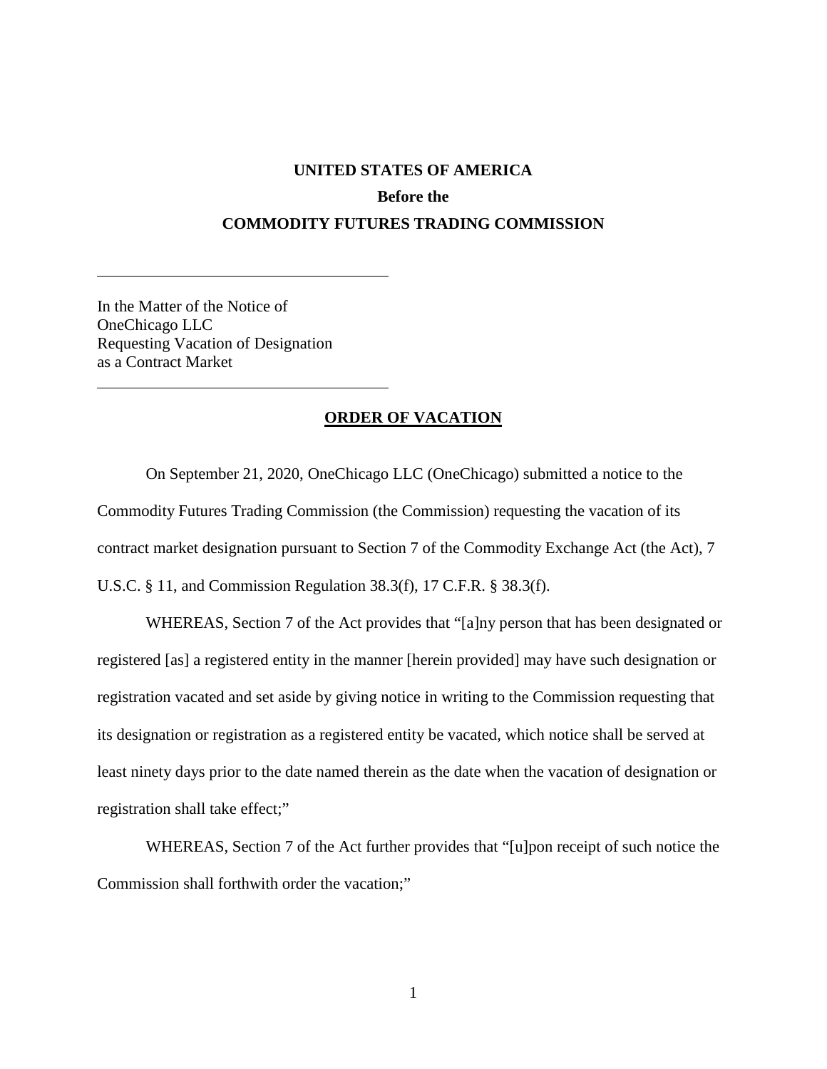**UNITED STATES OF AMERICA**

**Before the**

**COMMODITY FUTURES TRADING COMMISSION**

---

In the Matter of the Notice of
OneChicago LLC
Requesting Vacation of Designation
as a Contract Market

---

## ORDER OF VACATION

On September 21, 2020, OneChicago LLC (OneChicago) submitted a notice to the Commodity Futures Trading Commission (the Commission) requesting the vacation of its contract market designation pursuant to Section 7 of the Commodity Exchange Act (the Act), 7 U.S.C. § 11, and Commission Regulation 38.3(f), 17 C.F.R. § 38.3(f).

WHEREAS, Section 7 of the Act provides that "[a]ny person that has been designated or registered [as] a registered entity in the manner [herein provided] may have such designation or registration vacated and set aside by giving notice in writing to the Commission requesting that its designation or registration as a registered entity be vacated, which notice shall be served at least ninety days prior to the date named therein as the date when the vacation of designation or registration shall take effect;"

WHEREAS, Section 7 of the Act further provides that "[u]pon receipt of such notice the Commission shall forthwith order the vacation;"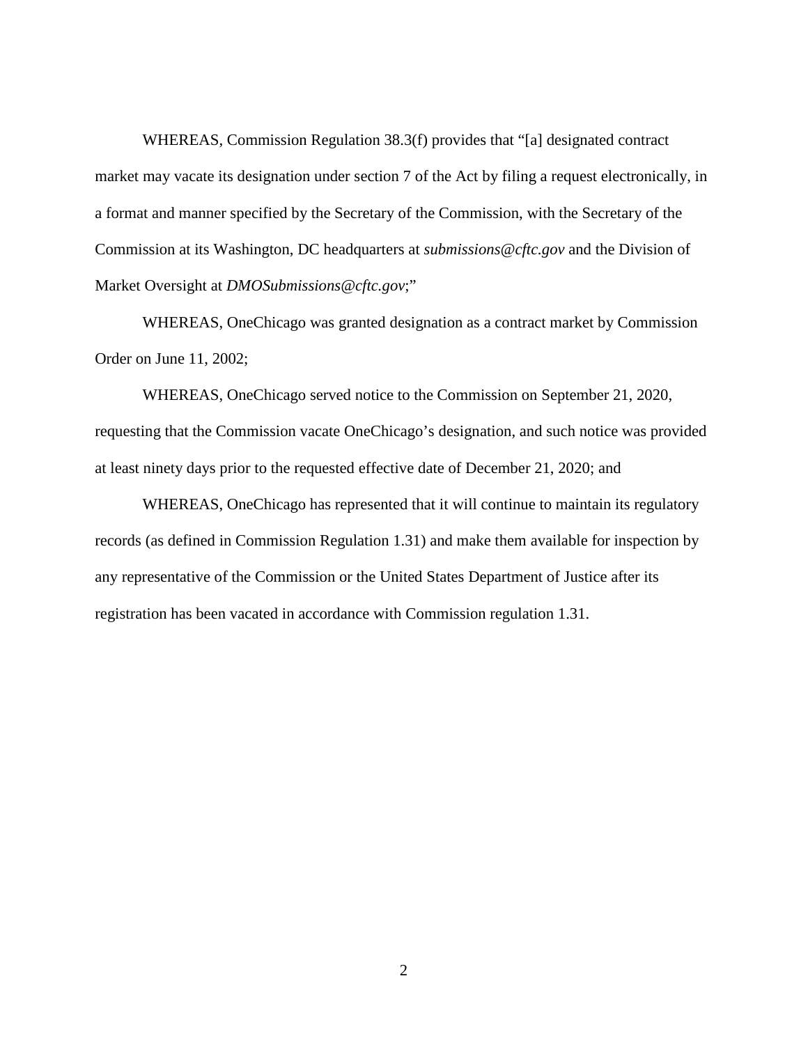WHEREAS, Commission Regulation 38.3(f) provides that "[a] designated contract market may vacate its designation under section 7 of the Act by filing a request electronically, in a format and manner specified by the Secretary of the Commission, with the Secretary of the Commission at its Washington, DC headquarters at *submissions@cftc.gov* and the Division of Market Oversight at *DMOSubmissions@cftc.gov*;"

WHEREAS, OneChicago was granted designation as a contract market by Commission Order on June 11, 2002;

WHEREAS, OneChicago served notice to the Commission on September 21, 2020, requesting that the Commission vacate OneChicago's designation, and such notice was provided at least ninety days prior to the requested effective date of December 21, 2020; and

WHEREAS, OneChicago has represented that it will continue to maintain its regulatory records (as defined in Commission Regulation 1.31) and make them available for inspection by any representative of the Commission or the United States Department of Justice after its registration has been vacated in accordance with Commission regulation 1.31.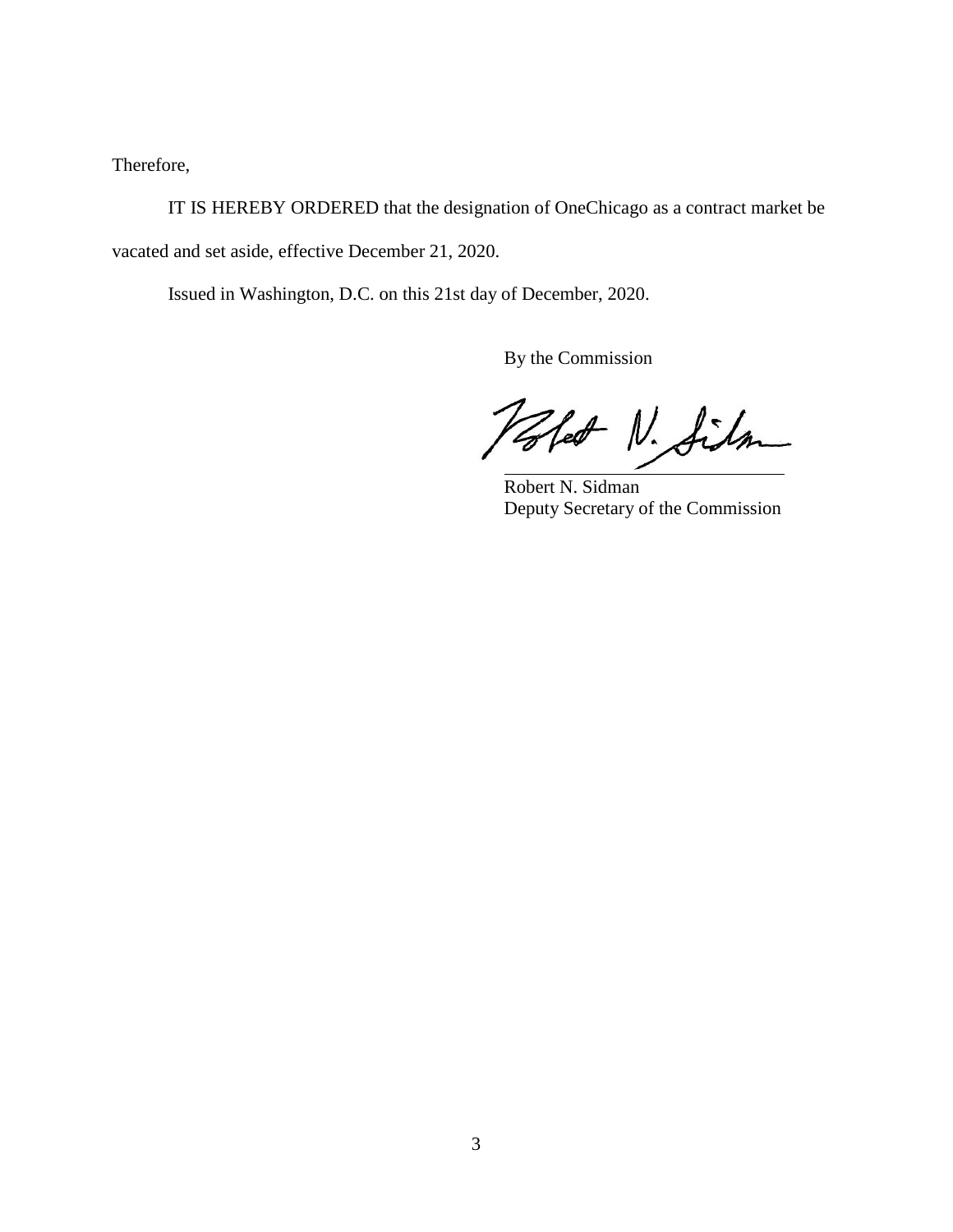Therefore,

IT IS HEREBY ORDERED that the designation of OneChicago as a contract market be vacated and set aside, effective December 21, 2020.

Issued in Washington, D.C. on this 21st day of December, 2020.

By the Commission

Robert N. Sidman
Deputy Secretary of the Commission